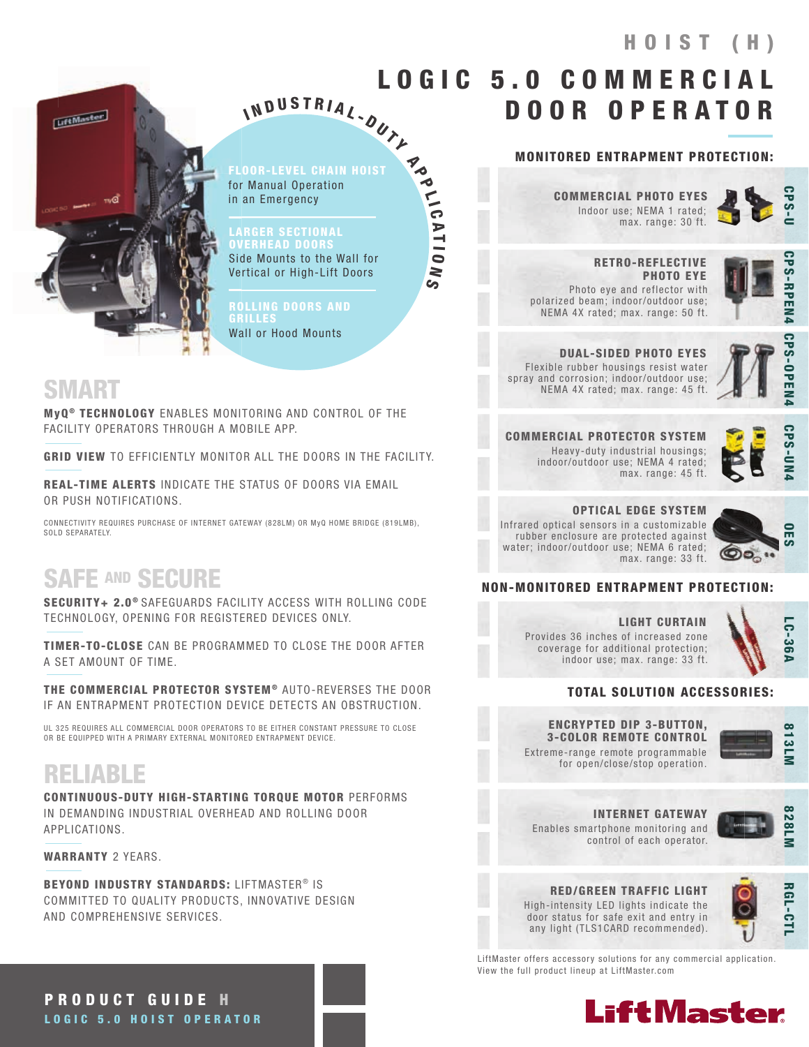# HOIST (H)

# LOGIC 5.0 COMMERCIAL DOOR OPERATOR

## INDUSTRIAL-DUTY APPLICATIONS

**FLOOR-LEVEL CHAIN HOIST**
for Manual Operation in an Emergency

**LARGER SECTIONAL OVERHEAD DOORS**
Side Mounts to the Wall for Vertical or High-Lift Doors

**ROLLING DOORS AND GRILLES**
Wall or Hood Mounts

## SMART

**MyQ® TECHNOLOGY** ENABLES MONITORING AND CONTROL OF THE FACILITY OPERATORS THROUGH A MOBILE APP.

**GRID VIEW** TO EFFICIENTLY MONITOR ALL THE DOORS IN THE FACILITY.

**REAL-TIME ALERTS** INDICATE THE STATUS OF DOORS VIA EMAIL OR PUSH NOTIFICATIONS.

CONNECTIVITY REQUIRES PURCHASE OF INTERNET GATEWAY (828LM) OR MyQ HOME BRIDGE (819LMB), SOLD SEPARATELY.

## SAFE AND SECURE

**SECURITY+ 2.0®** SAFEGUARDS FACILITY ACCESS WITH ROLLING CODE TECHNOLOGY, OPENING FOR REGISTERED DEVICES ONLY.

**TIMER-TO-CLOSE** CAN BE PROGRAMMED TO CLOSE THE DOOR AFTER A SET AMOUNT OF TIME.

**THE COMMERCIAL PROTECTOR SYSTEM®** AUTO-REVERSES THE DOOR IF AN ENTRAPMENT PROTECTION DEVICE DETECTS AN OBSTRUCTION.

UL 325 REQUIRES ALL COMMERCIAL DOOR OPERATORS TO BE EITHER CONSTANT PRESSURE TO CLOSE OR BE EQUIPPED WITH A PRIMARY EXTERNAL MONITORED ENTRAPMENT DEVICE.

## RELIABLE

**CONTINUOUS-DUTY HIGH-STARTING TORQUE MOTOR** PERFORMS IN DEMANDING INDUSTRIAL OVERHEAD AND ROLLING DOOR APPLICATIONS.

**WARRANTY** 2 YEARS.

**BEYOND INDUSTRY STANDARDS:** LIFTMASTER® IS COMMITTED TO QUALITY PRODUCTS, INNOVATIVE DESIGN AND COMPREHENSIVE SERVICES.

## MONITORED ENTRAPMENT PROTECTION:

**COMMERCIAL PHOTO EYES** — CPS-U
Indoor use; NEMA 1 rated; max. range: 30 ft.

**RETRO-REFLECTIVE PHOTO EYE** — CPS-RPEN4
Photo eye and reflector with polarized beam; indoor/outdoor use; NEMA 4X rated; max. range: 50 ft.

**DUAL-SIDED PHOTO EYES** — CPS-OPEN4
Flexible rubber housings resist water spray and corrosion; indoor/outdoor use; NEMA 4X rated; max. range: 45 ft.

**COMMERCIAL PROTECTOR SYSTEM** — CPS-UN4
Heavy-duty industrial housings; indoor/outdoor use; NEMA 4 rated; max. range: 45 ft.

**OPTICAL EDGE SYSTEM** — OES
Infrared optical sensors in a customizable rubber enclosure are protected against water; indoor/outdoor use; NEMA 6 rated; max. range: 33 ft.

## NON-MONITORED ENTRAPMENT PROTECTION:

**LIGHT CURTAIN** — LC-36A
Provides 36 inches of increased zone coverage for additional protection; indoor use; max. range: 33 ft.

## TOTAL SOLUTION ACCESSORIES:

**ENCRYPTED DIP 3-BUTTON, 3-COLOR REMOTE CONTROL** — 813LM
Extreme-range remote programmable for open/close/stop operation.

**INTERNET GATEWAY** — 828LM
Enables smartphone monitoring and control of each operator.

**RED/GREEN TRAFFIC LIGHT** — RGL-CTL
High-intensity LED lights indicate the door status for safe exit and entry in any light (TLS1CARD recommended).

LiftMaster offers accessory solutions for any commercial application. View the full product lineup at LiftMaster.com

**PRODUCT GUIDE H**
**LOGIC 5.0 HOIST OPERATOR**

LiftMaster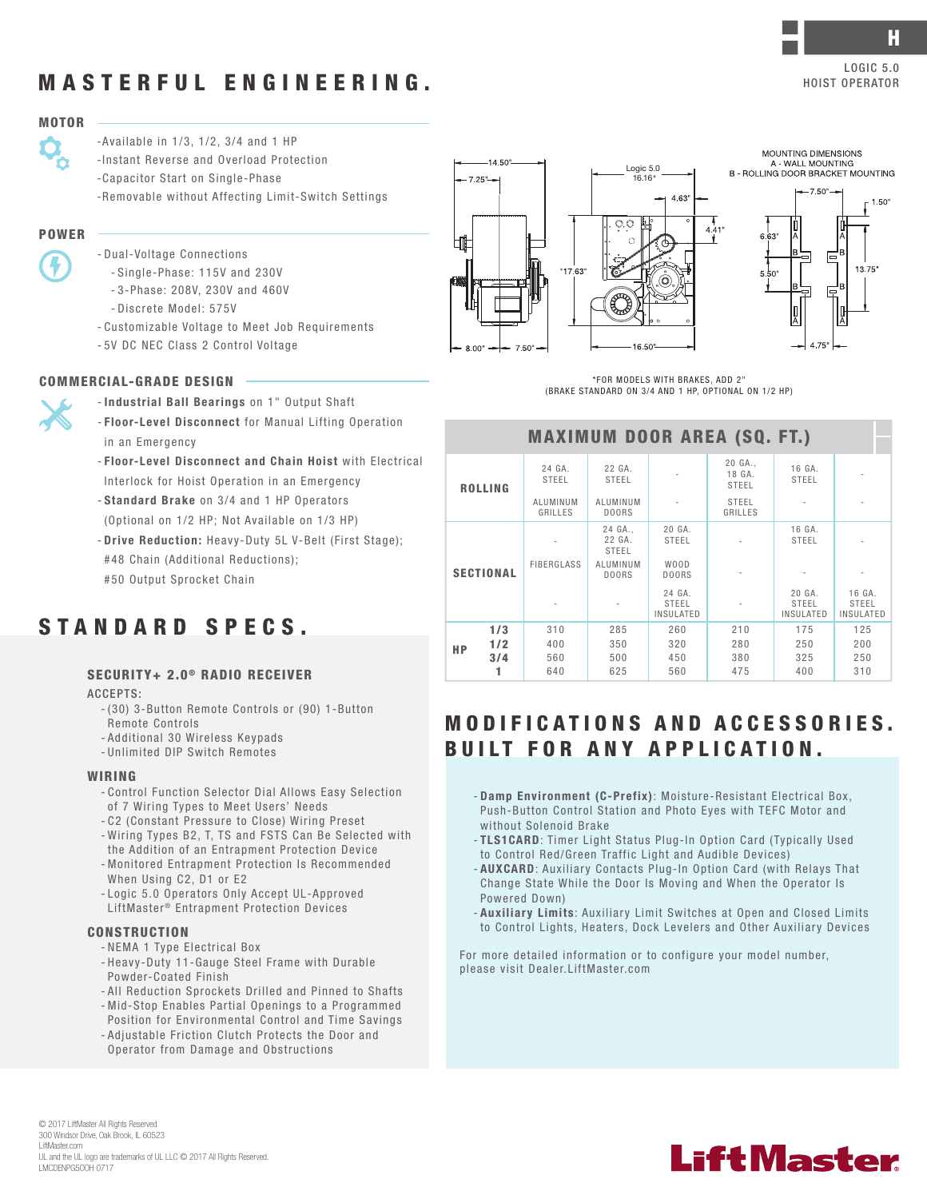# MASTERFUL ENGINEERING.

### MOTOR

- Available in 1/3, 1/2, 3/4 and 1 HP
- Instant Reverse and Overload Protection
- Capacitor Start on Single-Phase
- Removable without Affecting Limit-Switch Settings

### POWER

- Dual-Voltage Connections
  - Single-Phase: 115V and 230V
  - 3-Phase: 208V, 230V and 460V
  - Discrete Model: 575V
- Customizable Voltage to Meet Job Requirements
- 5V DC NEC Class 2 Control Voltage

### COMMERCIAL-GRADE DESIGN

- **Industrial Ball Bearings** on 1" Output Shaft
- **Floor-Level Disconnect** for Manual Lifting Operation in an Emergency
- **Floor-Level Disconnect and Chain Hoist** with Electrical Interlock for Hoist Operation in an Emergency
- **Standard Brake** on 3/4 and 1 HP Operators (Optional on 1/2 HP; Not Available on 1/3 HP)
- **Drive Reduction:** Heavy-Duty 5L V-Belt (First Stage); #48 Chain (Additional Reductions); #50 Output Sprocket Chain

MOUNTING DIMENSIONS
A - WALL MOUNTING
B - ROLLING DOOR BRACKET MOUNTING

Logic 5.0
14.50"
7.25"
16.16*
4.63"
4.41"
*17.63"
8.00"
7.50"
16.50"
7.50"
1.50"
6.63"
5.50"
13.75"
4.75"

*FOR MODELS WITH BRAKES, ADD 2"
(BRAKE STANDARD ON 3/4 AND 1 HP, OPTIONAL ON 1/2 HP)

## MAXIMUM DOOR AREA (SQ. FT.)

| | | | | | | | |
|---|---|---|---|---|---|---|---|
| ROLLING | | 24 GA. STEEL | 22 GA. STEEL | - | 20 GA., 18 GA. STEEL | 16 GA. STEEL | - |
| | | ALUMINUM GRILLES | ALUMINUM DOORS | - | STEEL GRILLES | - | - |
| SECTIONAL | | - | 24 GA., 22 GA. STEEL | 20 GA. STEEL | - | 16 GA. STEEL | - |
| | | FIBERGLASS | ALUMINUM DOORS | WOOD DOORS | - | - | - |
| | | - | - | 24 GA. STEEL INSULATED | - | 20 GA. STEEL INSULATED | 16 GA. STEEL INSULATED |
| HP | 1/3 | 310 | 285 | 260 | 210 | 175 | 125 |
| | 1/2 | 400 | 350 | 320 | 280 | 250 | 200 |
| | 3/4 | 560 | 500 | 450 | 380 | 325 | 250 |
| | 1 | 640 | 625 | 560 | 475 | 400 | 310 |

# STANDARD SPECS.

### SECURITY+ 2.0® RADIO RECEIVER

ACCEPTS:

- (30) 3-Button Remote Controls or (90) 1-Button Remote Controls
- Additional 30 Wireless Keypads
- Unlimited DIP Switch Remotes

### WIRING

- Control Function Selector Dial Allows Easy Selection of 7 Wiring Types to Meet Users' Needs
- C2 (Constant Pressure to Close) Wiring Preset
- Wiring Types B2, T, TS and FSTS Can Be Selected with the Addition of an Entrapment Protection Device
- Monitored Entrapment Protection Is Recommended When Using C2, D1 or E2
- Logic 5.0 Operators Only Accept UL-Approved LiftMaster® Entrapment Protection Devices

### CONSTRUCTION

- NEMA 1 Type Electrical Box
- Heavy-Duty 11-Gauge Steel Frame with Durable Powder-Coated Finish
- All Reduction Sprockets Drilled and Pinned to Shafts
- Mid-Stop Enables Partial Openings to a Programmed Position for Environmental Control and Time Savings
- Adjustable Friction Clutch Protects the Door and Operator from Damage and Obstructions

# MODIFICATIONS AND ACCESSORIES. BUILT FOR ANY APPLICATION.

- **Damp Environment (C-Prefix)**: Moisture-Resistant Electrical Box, Push-Button Control Station and Photo Eyes with TEFC Motor and without Solenoid Brake
- **TLS1CARD**: Timer Light Status Plug-In Option Card (Typically Used to Control Red/Green Traffic Light and Audible Devices)
- **AUXCARD**: Auxiliary Contacts Plug-In Option Card (with Relays That Change State While the Door Is Moving and When the Operator Is Powered Down)
- **Auxiliary Limits**: Auxiliary Limit Switches at Open and Closed Limits to Control Lights, Heaters, Dock Levelers and Other Auxiliary Devices

For more detailed information or to configure your model number, please visit Dealer.LiftMaster.com

© 2017 LiftMaster All Rights Reserved
300 Windsor Drive, Oak Brook, IL 60523
LiftMaster.com
UL and the UL logo are trademarks of UL LLC © 2017 All Rights Reserved.
LMCDENPG5OOH 0717

LiftMaster